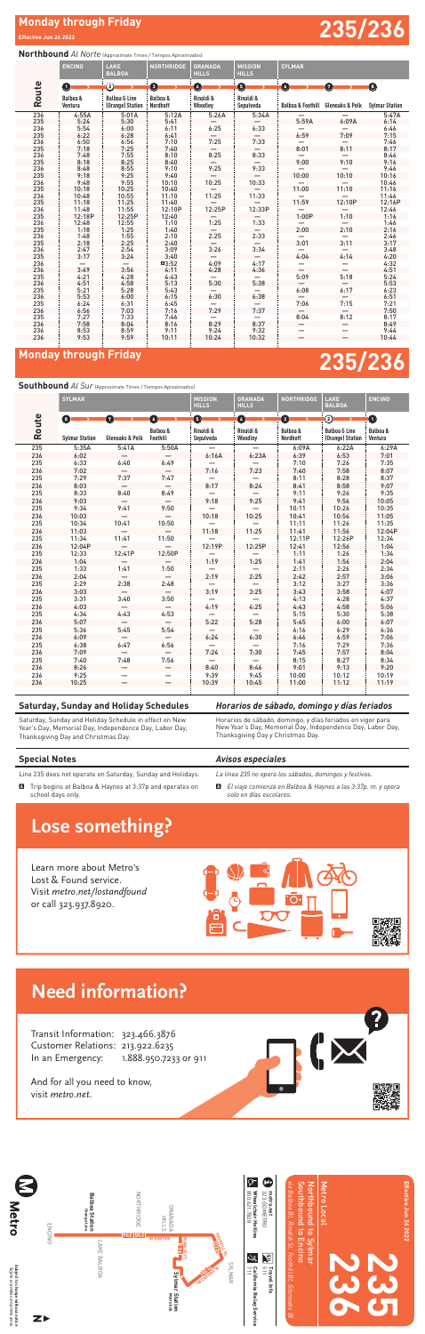# Monday through Friday

Effective Jun 26 2022

# 235/236

**Northbound** *Al Norte* (Approximate Times / Tiempos Aproximados)

| Route | ENCINO | LAKE BALBOA | NORTHRIDGE | GRANADA HILLS | MISSION HILLS | SYLMAR | | |
|---|---|---|---|---|---|---|---|---|
| | 1 Balboa & Ventura | 2 Balboa G Line (Orange) Station | 3 Balboa & Nordhoff | 4 Rinaldi & Woodley | 5 Rinaldi & Sepulveda | 6 Balboa & Foothill | 7 Glenoaks & Polk | 8 Sylmar Station |
| 236 | 4:55A | 5:01A | 5:12A | 5:26A | 5:34A | — | — | 5:47A |
| 235 | 5:24 | 5:30 | 5:41 | — | — | 5:59A | 6:09A | 6:14 |
| 236 | 5:54 | 6:00 | 6:11 | 6:25 | 6:33 | — | — | 6:46 |
| 235 | 6:22 | 6:28 | 6:41 | — | — | 6:59 | 7:09 | 7:15 |
| 236 | 6:50 | 6:56 | 7:10 | 7:25 | 7:33 | — | — | 7:46 |
| 235 | 7:18 | 7:25 | 7:40 | — | — | 8:01 | 8:11 | 8:17 |
| 236 | 7:48 | 7:55 | 8:10 | 8:25 | 8:33 | — | — | 8:46 |
| 235 | 8:18 | 8:25 | 8:40 | — | — | 9:00 | 9:10 | 9:16 |
| 236 | 8:48 | 8:55 | 9:10 | 9:25 | 9:33 | — | — | 9:46 |
| 235 | 9:18 | 9:25 | 9:40 | — | — | 10:00 | 10:10 | 10:16 |
| 236 | 9:48 | 9:55 | 10:10 | 10:25 | 10:33 | — | — | 10:46 |
| 235 | 10:18 | 10:25 | 10:40 | — | — | 11:00 | 11:10 | 11:16 |
| 236 | 10:48 | 10:55 | 11:10 | 11:25 | 11:33 | — | — | 11:46 |
| 235 | 11:18 | 11:25 | 11:40 | — | — | 11:59 | 12:10P | 12:16P |
| 236 | 11:48 | 11:55 | 12:10P | 12:25P | 12:33P | — | — | 12:46 |
| 235 | 12:18P | 12:25P | 12:40 | — | — | 1:00P | 1:10 | 1:16 |
| 236 | 12:48 | 12:55 | 1:10 | 1:25 | 1:33 | — | — | 1:46 |
| 235 | 1:18 | 1:25 | 1:40 | — | — | 2:00 | 2:10 | 2:16 |
| 236 | 1:48 | 1:55 | 2:10 | 2:25 | 2:33 | — | — | 2:46 |
| 235 | 2:18 | 2:25 | 2:40 | — | — | 3:01 | 3:11 | 3:17 |
| 236 | 2:47 | 2:54 | 3:09 | 3:26 | 3:34 | — | — | 3:48 |
| 235 | 3:17 | 3:24 | 3:40 | — | — | 4:04 | 4:14 | 4:20 |
| 236 | — | — | A 3:52 | 4:09 | 4:17 | — | — | 4:32 |
| 236 | 3:49 | 3:56 | 4:11 | 4:28 | 4:36 | — | — | 4:51 |
| 235 | 4:21 | 4:28 | 4:43 | — | — | 5:09 | 5:18 | 5:24 |
| 236 | 4:51 | 4:58 | 5:13 | 5:30 | 5:38 | — | — | 5:53 |
| 235 | 5:21 | 5:28 | 5:43 | — | — | 6:08 | 6:17 | 6:23 |
| 236 | 5:53 | 6:00 | 6:15 | 6:30 | 6:38 | — | — | 6:51 |
| 235 | 6:24 | 6:31 | 6:45 | — | — | 7:06 | 7:15 | 7:21 |
| 236 | 6:56 | 7:03 | 7:16 | 7:29 | 7:37 | — | — | 7:50 |
| 235 | 7:27 | 7:33 | 7:46 | — | — | 8:04 | 8:12 | 8:17 |
| 236 | 7:58 | 8:04 | 8:16 | 8:29 | 8:37 | — | — | 8:49 |
| 236 | 8:53 | 8:59 | 9:11 | 9:24 | 9:32 | — | — | 9:44 |
| 236 | 9:53 | 9:59 | 10:11 | 10:24 | 10:32 | — | — | 10:44 |

# Monday through Friday

# 235/236

**Southbound** *Al Sur* (Approximate Times / Tiempos Aproximados)

| Route | SYLMAR | | | MISSION HILLS | GRANADA HILLS | NORTHRIDGE | LAKE BALBOA | ENCINO |
|---|---|---|---|---|---|---|---|---|
| | 8 Sylmar Station | 7 Glenoaks & Polk | 6 Balboa & Foothill | 5 Rinaldi & Sepulveda | 4 Rinaldi & Woodley | 3 Balboa & Nordhoff | 2 Balboa G Line (Orange) Station | 1 Balboa & Ventura |
| 235 | 5:35A | 5:41A | 5:50A | — | — | 6:09A | 6:22A | 6:29A |
| 236 | 6:02 | — | — | 6:16A | 6:23A | 6:39 | 6:53 | 7:01 |
| 235 | 6:33 | 6:40 | 6:49 | — | — | 7:10 | 7:26 | 7:35 |
| 236 | 7:02 | — | — | 7:16 | 7:23 | 7:40 | 7:58 | 8:07 |
| 235 | 7:29 | 7:37 | 7:47 | — | — | 8:11 | 8:28 | 8:37 |
| 236 | 8:03 | — | — | 8:17 | 8:24 | 8:43 | 8:58 | 9:07 |
| 235 | 8:33 | 8:40 | 8:49 | — | — | 9:11 | 9:26 | 9:35 |
| 236 | 9:03 | — | — | 9:18 | 9:25 | 9:41 | 9:56 | 10:05 |
| 235 | 9:34 | 9:41 | 9:50 | — | — | 10:11 | 10:26 | 10:35 |
| 236 | 10:03 | — | — | 10:18 | 10:25 | 10:41 | 10:56 | 11:05 |
| 235 | 10:34 | 10:41 | 10:50 | — | — | 11:11 | 11:26 | 11:35 |
| 236 | 11:03 | — | — | 11:18 | 11:25 | 11:41 | 11:56 | 12:04P |
| 235 | 11:34 | 11:41 | 11:50 | — | — | 12:11P | 12:26P | 12:34 |
| 236 | 12:04P | — | — | 12:19P | 12:25P | 12:41 | 12:56 | 1:04 |
| 235 | 12:33 | 12:41P | 12:50P | — | — | 1:11 | 1:26 | 1:34 |
| 236 | 1:04 | — | — | 1:19 | 1:25 | 1:41 | 1:56 | 2:04 |
| 235 | 1:33 | 1:41 | 1:50 | — | — | 2:11 | 2:26 | 2:34 |
| 236 | 2:04 | — | — | 2:19 | 2:25 | 2:42 | 2:57 | 3:06 |
| 235 | 2:29 | 2:38 | 2:48 | — | — | 3:12 | 3:27 | 3:36 |
| 236 | 3:03 | — | — | 3:19 | 3:25 | 3:43 | 3:58 | 4:07 |
| 235 | 3:31 | 3:40 | 3:50 | — | — | 4:13 | 4:28 | 4:37 |
| 236 | 4:03 | — | — | 4:19 | 4:25 | 4:43 | 4:58 | 5:06 |
| 235 | 4:34 | 4:43 | 4:53 | — | — | 5:15 | 5:30 | 5:38 |
| 236 | 5:07 | — | — | 5:22 | 5:28 | 5:45 | 6:00 | 6:07 |
| 235 | 5:36 | 5:45 | 5:54 | — | — | 6:16 | 6:29 | 6:36 |
| 236 | 6:09 | — | — | 6:24 | 6:30 | 6:46 | 6:59 | 7:06 |
| 235 | 6:38 | 6:47 | 6:56 | — | — | 7:16 | 7:29 | 7:36 |
| 236 | 7:09 | — | — | 7:24 | 7:30 | 7:45 | 7:57 | 8:04 |
| 235 | 7:40 | 7:48 | 7:56 | — | — | 8:15 | 8:27 | 8:34 |
| 236 | 8:26 | — | — | 8:40 | 8:46 | 9:01 | 9:13 | 9:20 |
| 236 | 9:25 | — | — | 9:39 | 9:45 | 10:00 | 10:12 | 10:19 |
| 236 | 10:25 | — | — | 10:39 | 10:45 | 11:00 | 11:12 | 11:19 |

## Saturday, Sunday and Holiday Schedules

Saturday, Sunday and Holiday Schedule in effect on New Year's Day, Memorial Day, Independence Day, Labor Day, Thanksgiving Day and Christmas Day.

## *Horarios de sábado, domingo y días feriados*

*Horarios de sábado, domingo, y días feriados en vigor para New Year's Day, Memorial Day, Independence Day, Labor Day, Thanksgiving Day y Christmas Day.*

## Special Notes

Line 235 does not operate on Saturday, Sunday and Holidays.

A Trip begins at Balboa & Haynes at 3:37p and operates on school days only.

## *Avisos especiales*

*La línea 235 no opera los sábados, domingos y festivos.*

A *El viaje comienza en Balboa & Haynes a las 3:37p. m. y opera solo en días escolares.*

# Lose something?

Learn more about Metro's Lost & Found service. Visit *metro.net/lostandfound* or call 323.937.8920.

# Need information?

Transit Information: 323.466.3876
Customer Relations: 213.922.6235
In an Emergency: 1.888.950.7233 or 911

And for all you need to know, visit *metro.net.*

Metro Local

Northbound to Sylmar
Southbound to Encino

via Balboa Bl, Rinaldi St, Foothill Bl, Glenoaks Bl

# 235 236

Effective Jun 26 2022

metro.net
323.GO.METRO

Wheelchair Hotline
800.621.7828

Travel Info
511

California Relay Service
711

Subject to change without notice
Sujeto a cambios sin previo aviso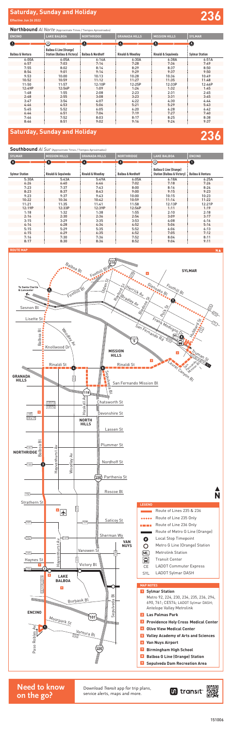# Saturday, Sunday and Holiday

**236**

Effective Jun 26 2022

## Northbound *Al Norte* (Approximate Times / Tiempos Aproximados)

| ENCINO | LAKE BALBOA | NORTHRIDGE | GRANADA HILLS | MISSION HILLS | SYLMAR |
|---|---|---|---|---|---|
| 1 | 2 | 3 | 4 | 5 | 6 |
| Balboa & Ventura | Balboa G Line (Orange) Station (Balboa & Victory) | Balboa & Nordhoff | Rinaldi & Woodley | Rinaldi & Sepulveda | Sylmar Station |
| 6:00A | 6:05A | 6:16A | 6:30A | 6:38A | 6:51A |
| 6:57 | 7:03 | 7:14 | 7:28 | 7:36 | 7:49 |
| 7:55 | 8:02 | 8:14 | 8:29 | 8:37 | 8:50 |
| 8:54 | 9:01 | 9:14 | 9:29 | 9:37 | 9:50 |
| 9:53 | 10:00 | 10:13 | 10:28 | 10:36 | 10:49 |
| 10:52 | 10:59 | 11:12 | 11:27 | 11:35 | 11:48 |
| 11:50 | 11:57 | 12:10P | 12:25P | 12:33P | 12:46P |
| 12:49P | 12:56P | 1:09 | 1:24 | 1:32 | 1:45 |
| 1:48 | 1:55 | 2:08 | 2:23 | 2:31 | 2:45 |
| 2:48 | 2:55 | 3:08 | 3:23 | 3:31 | 3:45 |
| 3:47 | 3:54 | 4:07 | 4:22 | 4:30 | 4:44 |
| 4:46 | 4:53 | 5:06 | 5:21 | 5:29 | 5:43 |
| 5:45 | 5:52 | 6:05 | 6:20 | 6:28 | 6:42 |
| 6:44 | 6:51 | 7:04 | 7:19 | 7:27 | 7:40 |
| 7:46 | 7:52 | 8:03 | 8:17 | 8:25 | 8:38 |
| 8:46 | 8:51 | 9:02 | 9:16 | 9:24 | 9:37 |

# Saturday, Sunday and Holiday

**236**

## Southbound *Al Sur* (Approximate Times / Tiempos Aproximados)

| SYLMAR | MISSION HILLS | GRANADA HILLS | NORTHRIDGE | LAKE BALBOA | ENCINO |
|---|---|---|---|---|---|
| 6 | 5 | 4 | 3 | 2 | 1 |
| Sylmar Station | Rinaldi & Sepulveda | Rinaldi & Woodley | Balboa & Nordhoff | Balboa G Line (Orange) Station (Balboa & Victory) | Balboa & Ventura |
| 5:30A | 5:43A | 5:49A | 6:05A | 6:18A | 6:25A |
| 6:26 | 6:40 | 6:46 | 7:02 | 7:18 | 7:26 |
| 7:23 | 7:37 | 7:43 | 8:00 | 8:16 | 8:24 |
| 8:23 | 8:37 | 8:43 | 9:00 | 9:15 | 9:23 |
| 9:23 | 9:37 | 9:43 | 10:00 | 10:15 | 10:23 |
| 10:22 | 10:36 | 10:42 | 10:59 | 11:14 | 11:22 |
| 11:21 | 11:35 | 11:41 | 11:58 | 12:13P | 12:21P |
| 12:19P | 12:33P | 12:39P | 12:56P | 1:11 | 1:19 |
| 1:18 | 1:32 | 1:38 | 1:55 | 2:10 | 2:18 |
| 2:16 | 2:30 | 2:36 | 2:54 | 3:09 | 3:17 |
| 3:15 | 3:29 | 3:35 | 3:53 | 4:08 | 4:16 |
| 4:14 | 4:28 | 4:34 | 4:52 | 5:06 | 5:14 |
| 5:15 | 5:29 | 5:35 | 5:52 | 6:06 | 6:13 |
| 6:15 | 6:29 | 6:35 | 6:52 | 7:05 | 7:12 |
| 7:16 | 7:30 | 7:36 | 7:52 | 8:04 | 8:11 |
| 8:17 | 8:30 | 8:36 | 8:52 | 9:04 | 9:11 |

## ROUTE MAP

### LEGEND

- Route of Lines 235 & 236
- Route of Line 235 Only
- Route of Line 236 Only
- Route of Metro G Line (Orange)
- Local Stop Timepoint
- Metro G Line (Orange) Station
- ML Metrolink Station
- Transit Center
- CE LADOT Commuter Express
- SYL LADOT Sylmar DASH

### MAP NOTES

1. **Sylmar Station** Metro 92, 224, 230, 234, 235, 236, 294, 690, 761; CE574; LADOT Sylmar DASH; Antelope Valley Metrolink
2. **Las Palmas Park**
3. **Providence Holy Cross Medical Center**
4. **Olive View Medical Center**
5. **Valley Academy of Arts and Sciences**
6. **Van Nuys Airport**
7. **Birmingham High School**
8. **Balboa G Line (Orange) Station**
9. **Sepulveda Dam Recreation Area**

## Need to know on the go?

Download *Transit* app for trip plans, service alerts, maps and more.

transit

151006